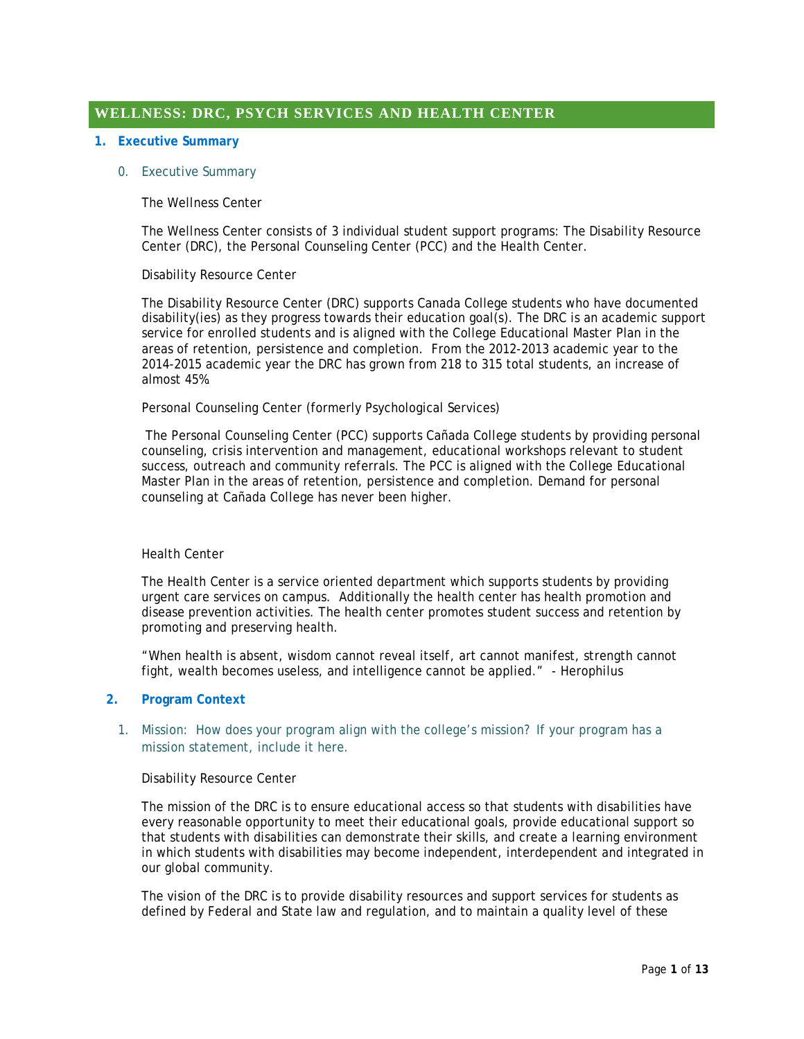# WELLNESS: DRC, PSYCH SERVICES AND HEALTH CENTER

## 1. Executive Summary

### 0. Executive Summary

The Wellness Center

The Wellness Center consists of 3 individual student support programs: The Disability Resource Center (DRC), the Personal Counseling Center (PCC) and the Health Center.

Disability Resource Center

The Disability Resource Center (DRC) supports Canada College students who have documented disability(ies) as they progress towards their education goal(s). The DRC is an academic support service for enrolled students and is aligned with the College Educational Master Plan in the areas of retention, persistence and completion. From the 2012-2013 academic year to the 2014-2015 academic year the DRC has grown from 218 to 315 total students, an increase of almost 45%.

Personal Counseling Center (formerly Psychological Services)

The Personal Counseling Center (PCC) supports Cañada College students by providing personal counseling, crisis intervention and management, educational workshops relevant to student success, outreach and community referrals. The PCC is aligned with the College Educational Master Plan in the areas of retention, persistence and completion. Demand for personal counseling at Cañada College has never been higher.

Health Center

The Health Center is a service oriented department which supports students by providing urgent care services on campus. Additionally the health center has health promotion and disease prevention activities. The health center promotes student success and retention by promoting and preserving health.

"When health is absent, wisdom cannot reveal itself, art cannot manifest, strength cannot fight, wealth becomes useless, and intelligence cannot be applied." - Herophilus

## 2. Program Context

### 1. Mission: How does your program align with the college's mission? If your program has a mission statement, include it here.

Disability Resource Center

The mission of the DRC is to ensure educational access so that students with disabilities have every reasonable opportunity to meet their educational goals, provide educational support so that students with disabilities can demonstrate their skills, and create a learning environment in which students with disabilities may become independent, interdependent and integrated in our global community.

The vision of the DRC is to provide disability resources and support services for students as defined by Federal and State law and regulation, and to maintain a quality level of these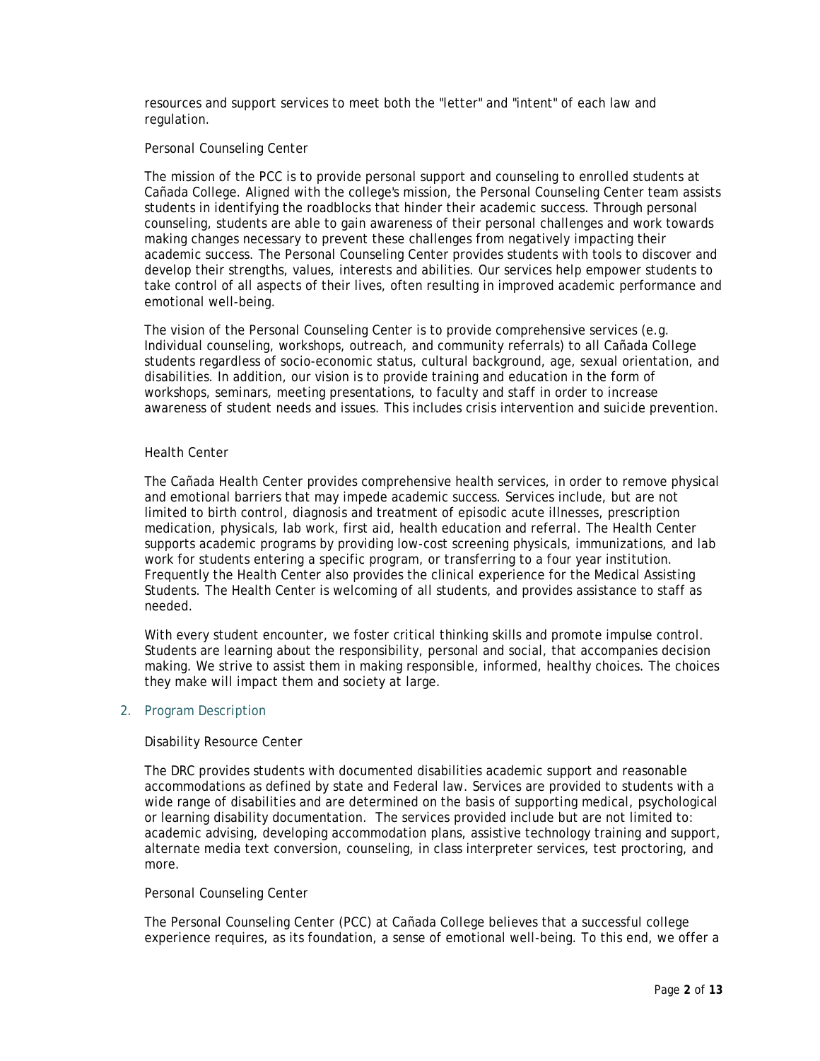resources and support services to meet both the "letter" and "intent" of each law and regulation.

### Personal Counseling Center

The mission of the PCC is to provide personal support and counseling to enrolled students at Cañada College. Aligned with the college's mission, the Personal Counseling Center team assists students in identifying the roadblocks that hinder their academic success. Through personal counseling, students are able to gain awareness of their personal challenges and work towards making changes necessary to prevent these challenges from negatively impacting their academic success. The Personal Counseling Center provides students with tools to discover and develop their strengths, values, interests and abilities. Our services help empower students to take control of all aspects of their lives, often resulting in improved academic performance and emotional well-being.

The vision of the Personal Counseling Center is to provide comprehensive services (e.g. Individual counseling, workshops, outreach, and community referrals) to all Cañada College students regardless of socio-economic status, cultural background, age, sexual orientation, and disabilities. In addition, our vision is to provide training and education in the form of workshops, seminars, meeting presentations, to faculty and staff in order to increase awareness of student needs and issues. This includes crisis intervention and suicide prevention.

### Health Center

The Cañada Health Center provides comprehensive health services, in order to remove physical and emotional barriers that may impede academic success. Services include, but are not limited to birth control, diagnosis and treatment of episodic acute illnesses, prescription medication, physicals, lab work, first aid, health education and referral. The Health Center supports academic programs by providing low-cost screening physicals, immunizations, and lab work for students entering a specific program, or transferring to a four year institution. Frequently the Health Center also provides the clinical experience for the Medical Assisting Students. The Health Center is welcoming of all students, and provides assistance to staff as needed.

With every student encounter, we foster critical thinking skills and promote impulse control. Students are learning about the responsibility, personal and social, that accompanies decision making. We strive to assist them in making responsible, informed, healthy choices. The choices they make will impact them and society at large.

## 2. Program Description

### Disability Resource Center

The DRC provides students with documented disabilities academic support and reasonable accommodations as defined by state and Federal law. Services are provided to students with a wide range of disabilities and are determined on the basis of supporting medical, psychological or learning disability documentation. The services provided include but are not limited to: academic advising, developing accommodation plans, assistive technology training and support, alternate media text conversion, counseling, in class interpreter services, test proctoring, and more.

### Personal Counseling Center

The Personal Counseling Center (PCC) at Cañada College believes that a successful college experience requires, as its foundation, a sense of emotional well-being. To this end, we offer a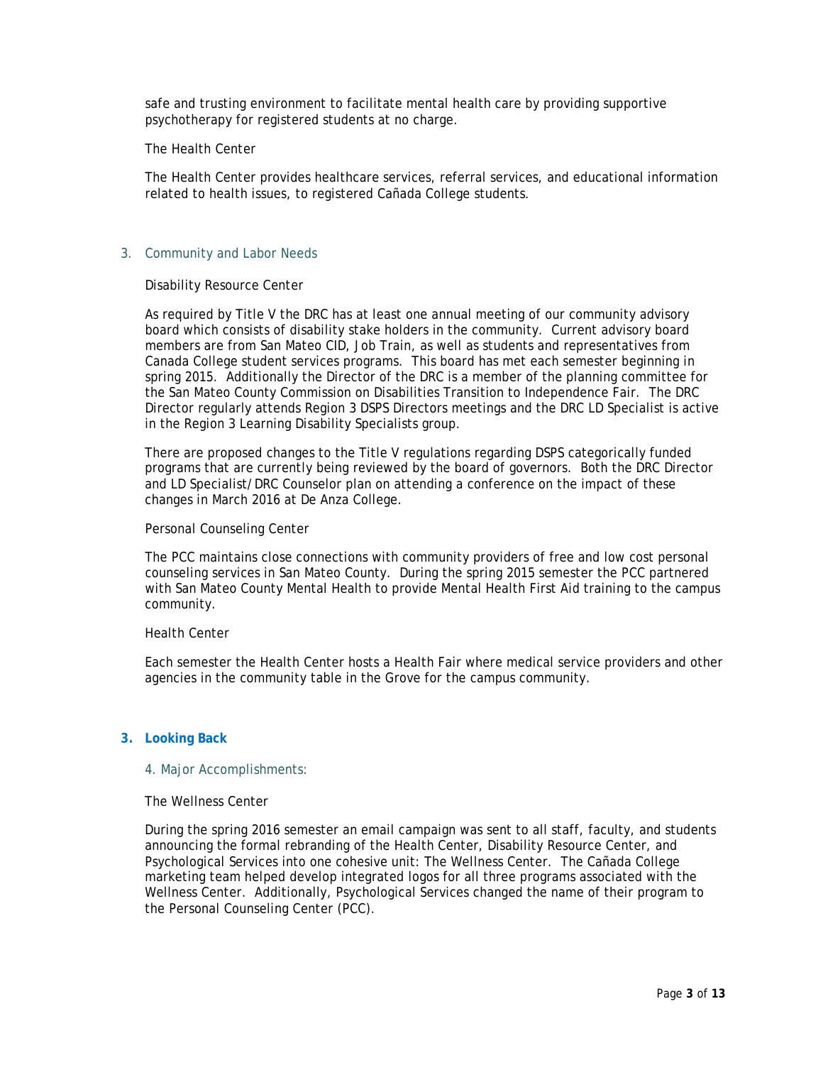safe and trusting environment to facilitate mental health care by providing supportive psychotherapy for registered students at no charge.

The Health Center

The Health Center provides healthcare services, referral services, and educational information related to health issues, to registered Cañada College students.

### 3. Community and Labor Needs

Disability Resource Center

As required by Title V the DRC has at least one annual meeting of our community advisory board which consists of disability stake holders in the community. Current advisory board members are from San Mateo CID, Job Train, as well as students and representatives from Canada College student services programs. This board has met each semester beginning in spring 2015. Additionally the Director of the DRC is a member of the planning committee for the San Mateo County Commission on Disabilities Transition to Independence Fair. The DRC Director regularly attends Region 3 DSPS Directors meetings and the DRC LD Specialist is active in the Region 3 Learning Disability Specialists group.

There are proposed changes to the Title V regulations regarding DSPS categorically funded programs that are currently being reviewed by the board of governors. Both the DRC Director and LD Specialist/DRC Counselor plan on attending a conference on the impact of these changes in March 2016 at De Anza College.

Personal Counseling Center

The PCC maintains close connections with community providers of free and low cost personal counseling services in San Mateo County. During the spring 2015 semester the PCC partnered with San Mateo County Mental Health to provide Mental Health First Aid training to the campus community.

Health Center

Each semester the Health Center hosts a Health Fair where medical service providers and other agencies in the community table in the Grove for the campus community.

## 3. Looking Back

### 4. Major Accomplishments:

The Wellness Center

During the spring 2016 semester an email campaign was sent to all staff, faculty, and students announcing the formal rebranding of the Health Center, Disability Resource Center, and Psychological Services into one cohesive unit: The Wellness Center. The Cañada College marketing team helped develop integrated logos for all three programs associated with the Wellness Center. Additionally, Psychological Services changed the name of their program to the Personal Counseling Center (PCC).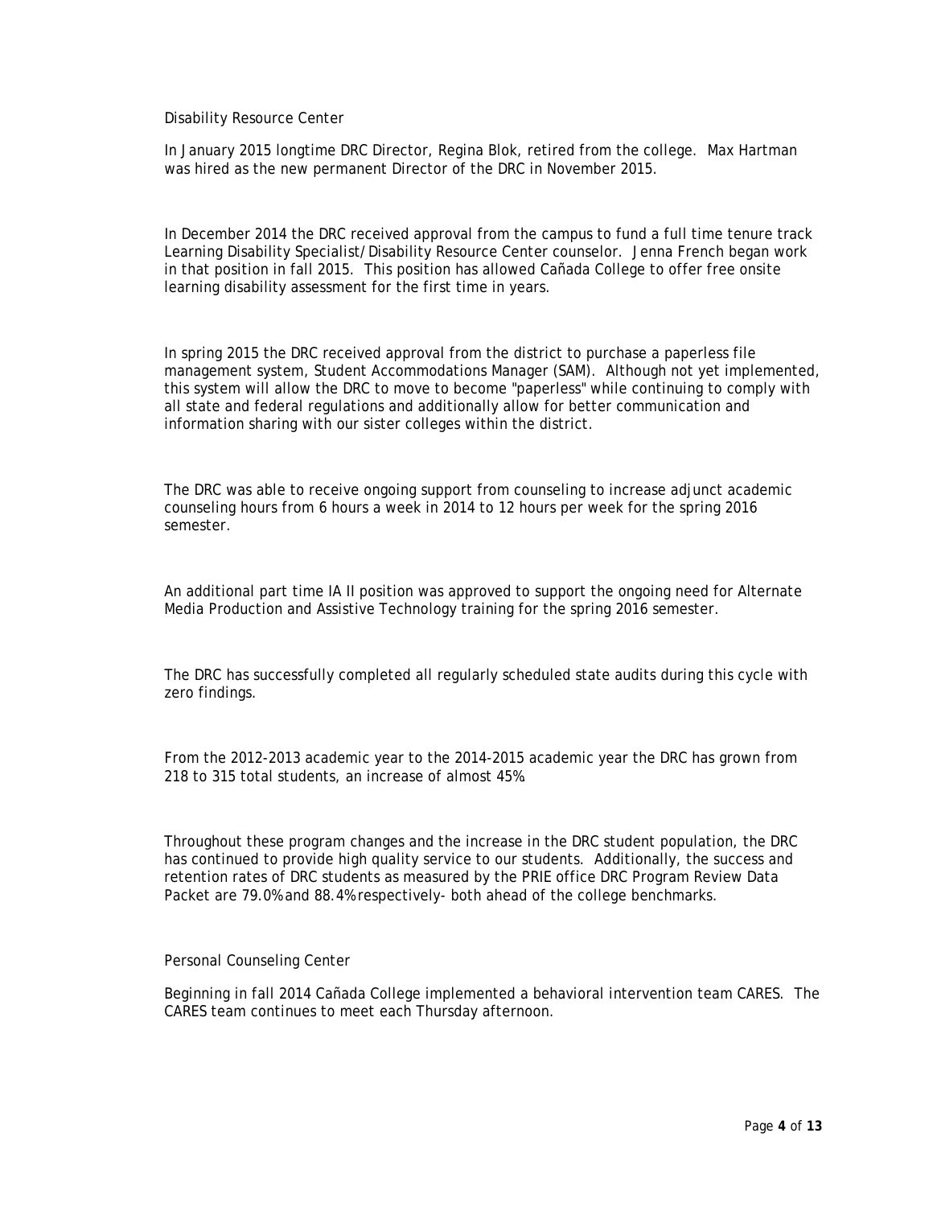## Disability Resource Center

In January 2015 longtime DRC Director, Regina Blok, retired from the college. Max Hartman was hired as the new permanent Director of the DRC in November 2015.

In December 2014 the DRC received approval from the campus to fund a full time tenure track Learning Disability Specialist/Disability Resource Center counselor. Jenna French began work in that position in fall 2015. This position has allowed Cañada College to offer free onsite learning disability assessment for the first time in years.

In spring 2015 the DRC received approval from the district to purchase a paperless file management system, Student Accommodations Manager (SAM). Although not yet implemented, this system will allow the DRC to move to become "paperless" while continuing to comply with all state and federal regulations and additionally allow for better communication and information sharing with our sister colleges within the district.

The DRC was able to receive ongoing support from counseling to increase adjunct academic counseling hours from 6 hours a week in 2014 to 12 hours per week for the spring 2016 semester.

An additional part time IA II position was approved to support the ongoing need for Alternate Media Production and Assistive Technology training for the spring 2016 semester.

The DRC has successfully completed all regularly scheduled state audits during this cycle with zero findings.

From the 2012-2013 academic year to the 2014-2015 academic year the DRC has grown from 218 to 315 total students, an increase of almost 45%.

Throughout these program changes and the increase in the DRC student population, the DRC has continued to provide high quality service to our students. Additionally, the success and retention rates of DRC students as measured by the PRIE office DRC Program Review Data Packet are 79.0% and 88.4% respectively- both ahead of the college benchmarks.

## Personal Counseling Center

Beginning in fall 2014 Cañada College implemented a behavioral intervention team CARES. The CARES team continues to meet each Thursday afternoon.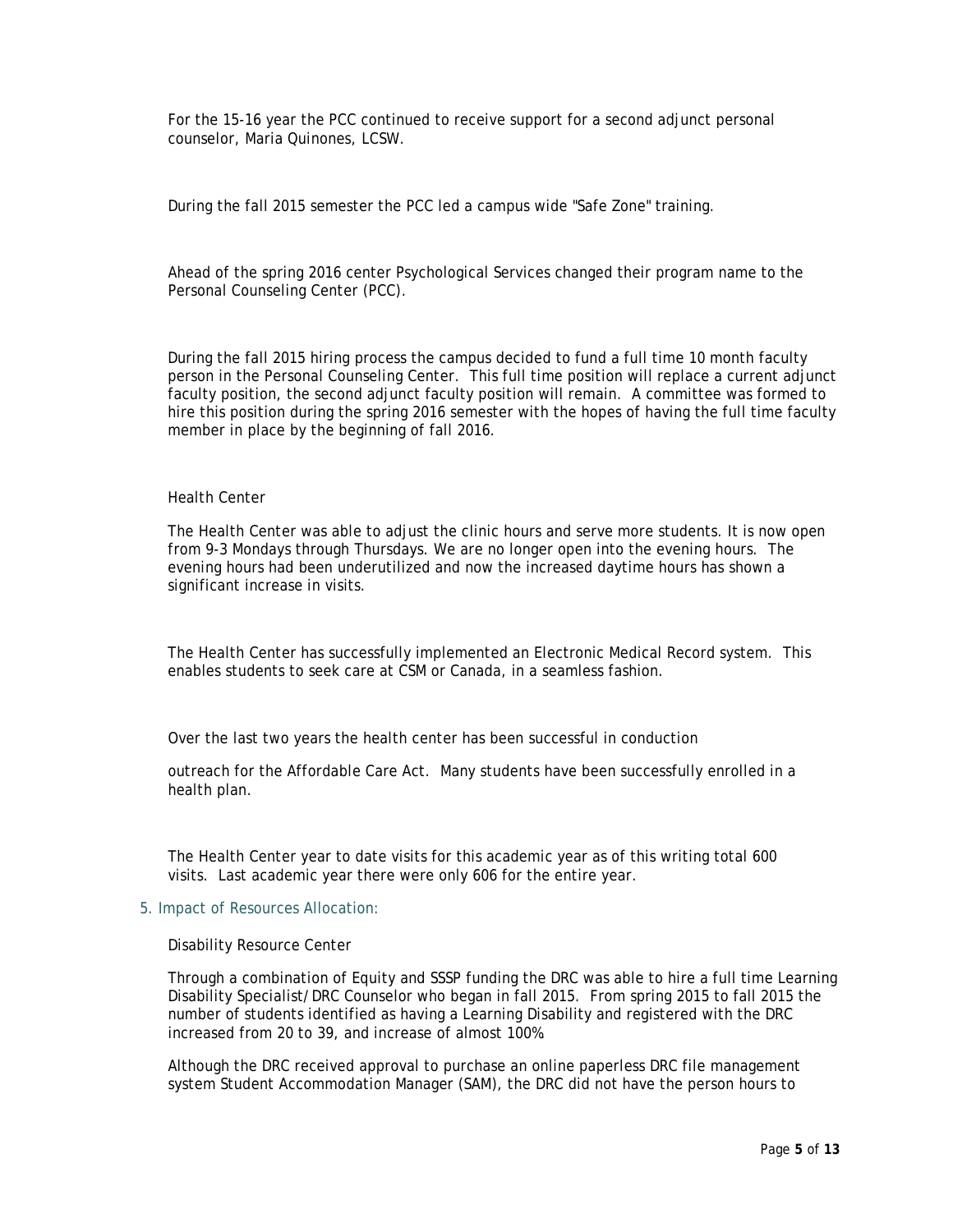For the 15-16 year the PCC continued to receive support for a second adjunct personal counselor, Maria Quinones, LCSW.

During the fall 2015 semester the PCC led a campus wide "Safe Zone" training.

Ahead of the spring 2016 center Psychological Services changed their program name to the Personal Counseling Center (PCC).

During the fall 2015 hiring process the campus decided to fund a full time 10 month faculty person in the Personal Counseling Center. This full time position will replace a current adjunct faculty position, the second adjunct faculty position will remain. A committee was formed to hire this position during the spring 2016 semester with the hopes of having the full time faculty member in place by the beginning of fall 2016.

Health Center

The Health Center was able to adjust the clinic hours and serve more students. It is now open from 9-3 Mondays through Thursdays. We are no longer open into the evening hours. The evening hours had been underutilized and now the increased daytime hours has shown a significant increase in visits.

The Health Center has successfully implemented an Electronic Medical Record system. This enables students to seek care at CSM or Canada, in a seamless fashion.

Over the last two years the health center has been successful in conduction

outreach for the Affordable Care Act. Many students have been successfully enrolled in a health plan.

The Health Center year to date visits for this academic year as of this writing total 600 visits. Last academic year there were only 606 for the entire year.

## 5. Impact of Resources Allocation:

Disability Resource Center

Through a combination of Equity and SSSP funding the DRC was able to hire a full time Learning Disability Specialist/DRC Counselor who began in fall 2015. From spring 2015 to fall 2015 the number of students identified as having a Learning Disability and registered with the DRC increased from 20 to 39, and increase of almost 100%.

Although the DRC received approval to purchase an online paperless DRC file management system Student Accommodation Manager (SAM), the DRC did not have the person hours to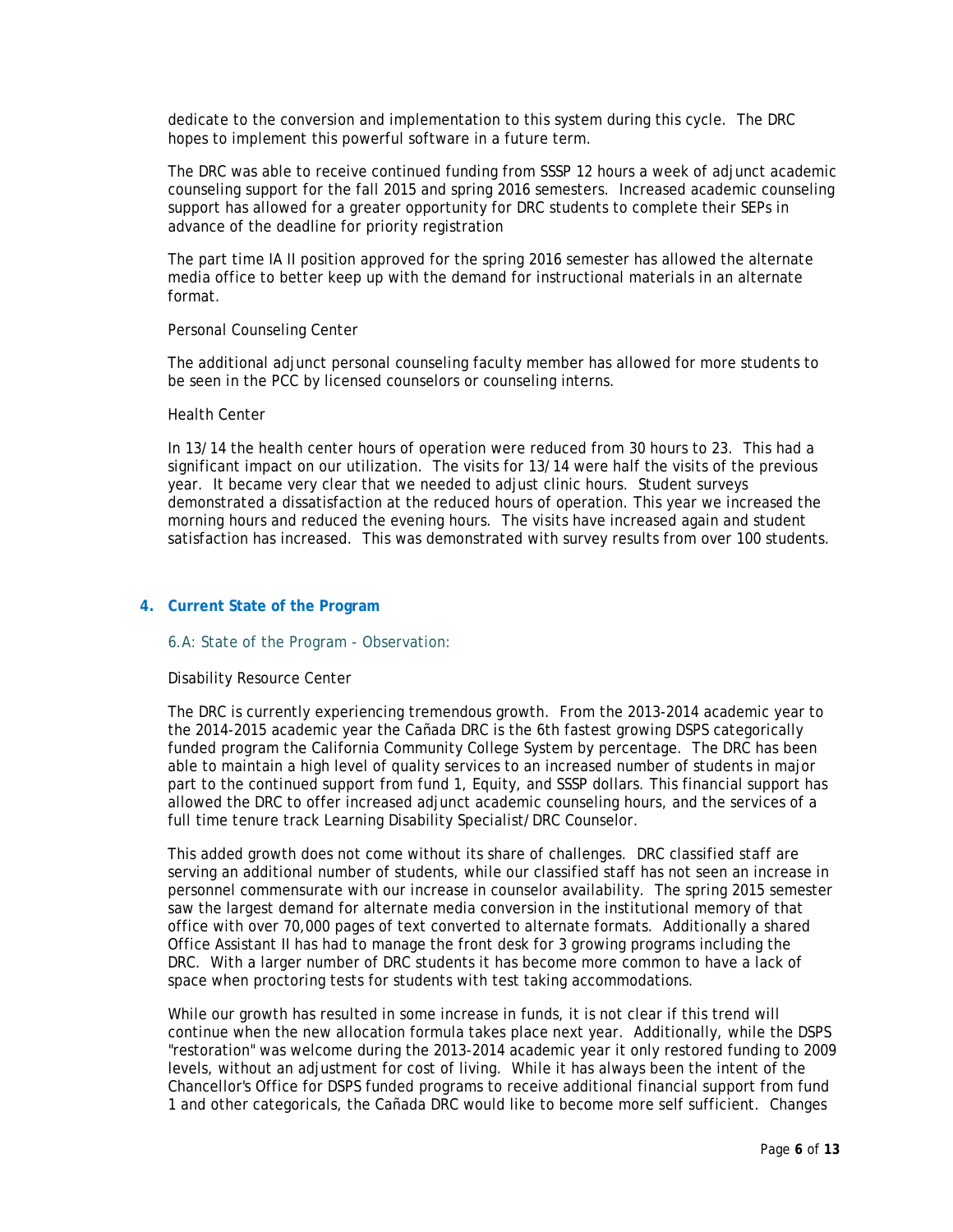dedicate to the conversion and implementation to this system during this cycle. The DRC hopes to implement this powerful software in a future term.

The DRC was able to receive continued funding from SSSP 12 hours a week of adjunct academic counseling support for the fall 2015 and spring 2016 semesters. Increased academic counseling support has allowed for a greater opportunity for DRC students to complete their SEPs in advance of the deadline for priority registration

The part time IA II position approved for the spring 2016 semester has allowed the alternate media office to better keep up with the demand for instructional materials in an alternate format.

Personal Counseling Center

The additional adjunct personal counseling faculty member has allowed for more students to be seen in the PCC by licensed counselors or counseling interns.

Health Center

In 13/14 the health center hours of operation were reduced from 30 hours to 23. This had a significant impact on our utilization. The visits for 13/14 were half the visits of the previous year. It became very clear that we needed to adjust clinic hours. Student surveys demonstrated a dissatisfaction at the reduced hours of operation. This year we increased the morning hours and reduced the evening hours. The visits have increased again and student satisfaction has increased. This was demonstrated with survey results from over 100 students.

## 4. Current State of the Program

### 6.A: State of the Program - Observation:

Disability Resource Center

The DRC is currently experiencing tremendous growth. From the 2013-2014 academic year to the 2014-2015 academic year the Cañada DRC is the 6th fastest growing DSPS categorically funded program the California Community College System by percentage. The DRC has been able to maintain a high level of quality services to an increased number of students in major part to the continued support from fund 1, Equity, and SSSP dollars. This financial support has allowed the DRC to offer increased adjunct academic counseling hours, and the services of a full time tenure track Learning Disability Specialist/DRC Counselor.

This added growth does not come without its share of challenges. DRC classified staff are serving an additional number of students, while our classified staff has not seen an increase in personnel commensurate with our increase in counselor availability. The spring 2015 semester saw the largest demand for alternate media conversion in the institutional memory of that office with over 70,000 pages of text converted to alternate formats. Additionally a shared Office Assistant II has had to manage the front desk for 3 growing programs including the DRC. With a larger number of DRC students it has become more common to have a lack of space when proctoring tests for students with test taking accommodations.

While our growth has resulted in some increase in funds, it is not clear if this trend will continue when the new allocation formula takes place next year. Additionally, while the DSPS "restoration" was welcome during the 2013-2014 academic year it only restored funding to 2009 levels, without an adjustment for cost of living. While it has always been the intent of the Chancellor's Office for DSPS funded programs to receive additional financial support from fund 1 and other categoricals, the Cañada DRC would like to become more self sufficient. Changes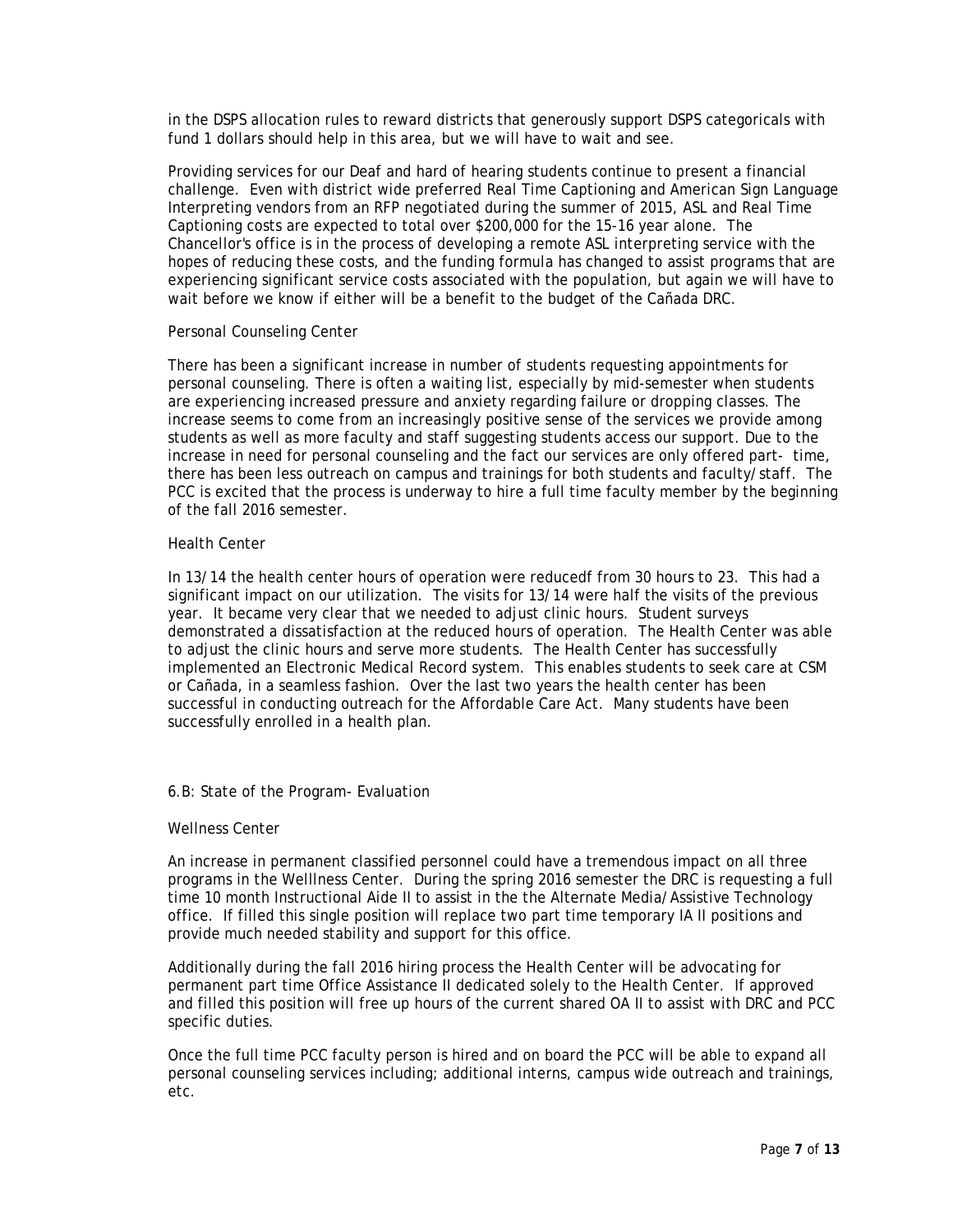in the DSPS allocation rules to reward districts that generously support DSPS categoricals with fund 1 dollars should help in this area, but we will have to wait and see.

Providing services for our Deaf and hard of hearing students continue to present a financial challenge. Even with district wide preferred Real Time Captioning and American Sign Language Interpreting vendors from an RFP negotiated during the summer of 2015, ASL and Real Time Captioning costs are expected to total over $200,000 for the 15-16 year alone. The Chancellor's office is in the process of developing a remote ASL interpreting service with the hopes of reducing these costs, and the funding formula has changed to assist programs that are experiencing significant service costs associated with the population, but again we will have to wait before we know if either will be a benefit to the budget of the Cañada DRC.

Personal Counseling Center

There has been a significant increase in number of students requesting appointments for personal counseling. There is often a waiting list, especially by mid-semester when students are experiencing increased pressure and anxiety regarding failure or dropping classes. The increase seems to come from an increasingly positive sense of the services we provide among students as well as more faculty and staff suggesting students access our support. Due to the increase in need for personal counseling and the fact our services are only offered part- time, there has been less outreach on campus and trainings for both students and faculty/staff. The PCC is excited that the process is underway to hire a full time faculty member by the beginning of the fall 2016 semester.

Health Center

In 13/14 the health center hours of operation were reducedf from 30 hours to 23. This had a significant impact on our utilization. The visits for 13/14 were half the visits of the previous year. It became very clear that we needed to adjust clinic hours. Student surveys demonstrated a dissatisfaction at the reduced hours of operation. The Health Center was able to adjust the clinic hours and serve more students. The Health Center has successfully implemented an Electronic Medical Record system. This enables students to seek care at CSM or Cañada, in a seamless fashion. Over the last two years the health center has been successful in conducting outreach for the Affordable Care Act. Many students have been successfully enrolled in a health plan.

6.B: State of the Program- Evaluation

Wellness Center

An increase in permanent classified personnel could have a tremendous impact on all three programs in the Welllness Center. During the spring 2016 semester the DRC is requesting a full time 10 month Instructional Aide II to assist in the the Alternate Media/Assistive Technology office. If filled this single position will replace two part time temporary IA II positions and provide much needed stability and support for this office.

Additionally during the fall 2016 hiring process the Health Center will be advocating for permanent part time Office Assistance II dedicated solely to the Health Center. If approved and filled this position will free up hours of the current shared OA II to assist with DRC and PCC specific duties.

Once the full time PCC faculty person is hired and on board the PCC will be able to expand all personal counseling services including; additional interns, campus wide outreach and trainings, etc.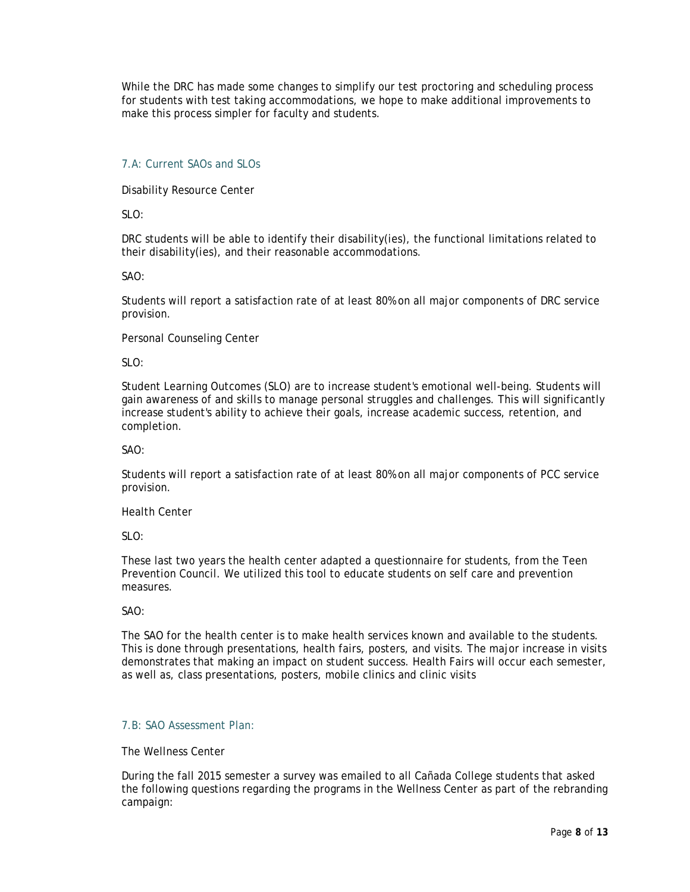While the DRC has made some changes to simplify our test proctoring and scheduling process for students with test taking accommodations, we hope to make additional improvements to make this process simpler for faculty and students.

### 7.A: Current SAOs and SLOs

Disability Resource Center

SLO:

DRC students will be able to identify their disability(ies), the functional limitations related to their disability(ies), and their reasonable accommodations.

SAO:

Students will report a satisfaction rate of at least 80% on all major components of DRC service provision.

Personal Counseling Center

SLO:

Student Learning Outcomes (SLO) are to increase student's emotional well-being. Students will gain awareness of and skills to manage personal struggles and challenges. This will significantly increase student's ability to achieve their goals, increase academic success, retention, and completion.

SAO:

Students will report a satisfaction rate of at least 80% on all major components of PCC service provision.

Health Center

SLO:

These last two years the health center adapted a questionnaire for students, from the Teen Prevention Council. We utilized this tool to educate students on self care and prevention measures.

SAO:

The SAO for the health center is to make health services known and available to the students. This is done through presentations, health fairs, posters, and visits. The major increase in visits demonstrates that making an impact on student success. Health Fairs will occur each semester, as well as, class presentations, posters, mobile clinics and clinic visits

### 7.B: SAO Assessment Plan:

The Wellness Center

During the fall 2015 semester a survey was emailed to all Cañada College students that asked the following questions regarding the programs in the Wellness Center as part of the rebranding campaign: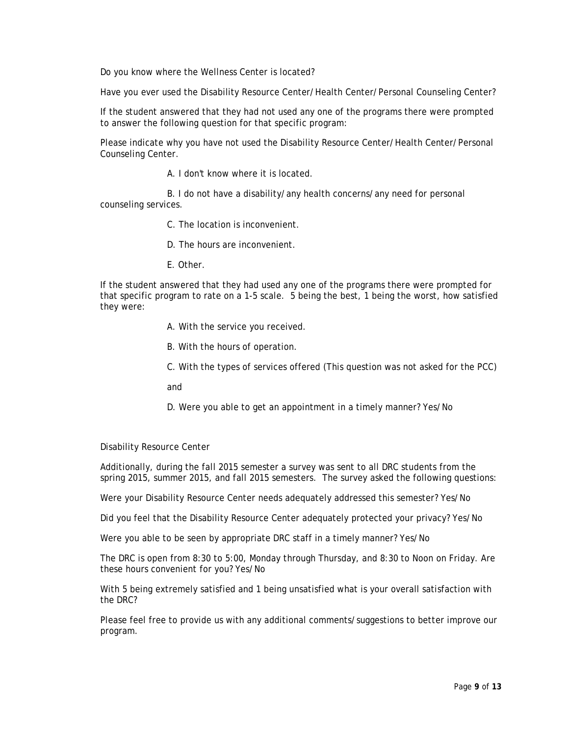Do you know where the Wellness Center is located?

Have you ever used the Disability Resource Center/Health Center/Personal Counseling Center?

If the student answered that they had not used any one of the programs there were prompted to answer the following question for that specific program:

Please indicate why you have not used the Disability Resource Center/Health Center/Personal Counseling Center.

A. I don't know where it is located.

B. I do not have a disability/any health concerns/any need for personal counseling services.

C. The location is inconvenient.

D. The hours are inconvenient.

E. Other.

If the student answered that they had used any one of the programs there were prompted for that specific program to rate on a 1-5 scale. 5 being the best, 1 being the worst, how satisfied they were:

A. With the service you received.

B. With the hours of operation.

C. With the types of services offered (This question was not asked for the PCC)

and

D. Were you able to get an appointment in a timely manner? Yes/No

Disability Resource Center

Additionally, during the fall 2015 semester a survey was sent to all DRC students from the spring 2015, summer 2015, and fall 2015 semesters. The survey asked the following questions:

Were your Disability Resource Center needs adequately addressed this semester? Yes/No

Did you feel that the Disability Resource Center adequately protected your privacy? Yes/No

Were you able to be seen by appropriate DRC staff in a timely manner? Yes/No

The DRC is open from 8:30 to 5:00, Monday through Thursday, and 8:30 to Noon on Friday. Are these hours convenient for you? Yes/No

With 5 being extremely satisfied and 1 being unsatisfied what is your overall satisfaction with the DRC?

Please feel free to provide us with any additional comments/suggestions to better improve our program.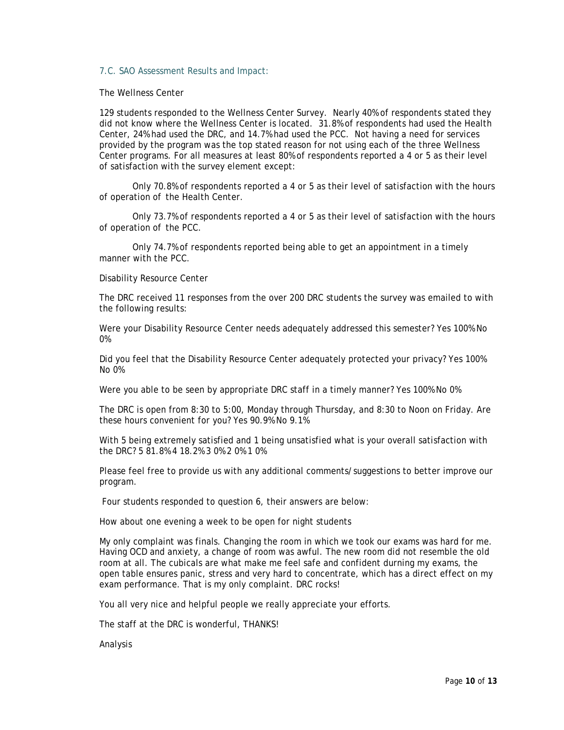### 7.C. SAO Assessment Results and Impact:

The Wellness Center

129 students responded to the Wellness Center Survey. Nearly 40% of respondents stated they did not know where the Wellness Center is located. 31.8% of respondents had used the Health Center, 24% had used the DRC, and 14.7% had used the PCC. Not having a need for services provided by the program was the top stated reason for not using each of the three Wellness Center programs. For all measures at least 80% of respondents reported a 4 or 5 as their level of satisfaction with the survey element except:

Only 70.8% of respondents reported a 4 or 5 as their level of satisfaction with the hours of operation of the Health Center.

Only 73.7% of respondents reported a 4 or 5 as their level of satisfaction with the hours of operation of the PCC.

Only 74.7% of respondents reported being able to get an appointment in a timely manner with the PCC.

Disability Resource Center

The DRC received 11 responses from the over 200 DRC students the survey was emailed to with the following results:

Were your Disability Resource Center needs adequately addressed this semester? Yes 100% No 0%

Did you feel that the Disability Resource Center adequately protected your privacy? Yes 100% No 0%

Were you able to be seen by appropriate DRC staff in a timely manner? Yes 100% No 0%

The DRC is open from 8:30 to 5:00, Monday through Thursday, and 8:30 to Noon on Friday. Are these hours convenient for you? Yes 90.9% No 9.1%

With 5 being extremely satisfied and 1 being unsatisfied what is your overall satisfaction with the DRC? 5 81.8% 4 18.2% 3 0% 2 0% 1 0%

Please feel free to provide us with any additional comments/suggestions to better improve our program.

Four students responded to question 6, their answers are below:

How about one evening a week to be open for night students

My only complaint was finals. Changing the room in which we took our exams was hard for me. Having OCD and anxiety, a change of room was awful. The new room did not resemble the old room at all. The cubicals are what make me feel safe and confident durning my exams, the open table ensures panic, stress and very hard to concentrate, which has a direct effect on my exam performance. That is my only complaint. DRC rocks!

You all very nice and helpful people we really appreciate your efforts.

The staff at the DRC is wonderful, THANKS!

Analysis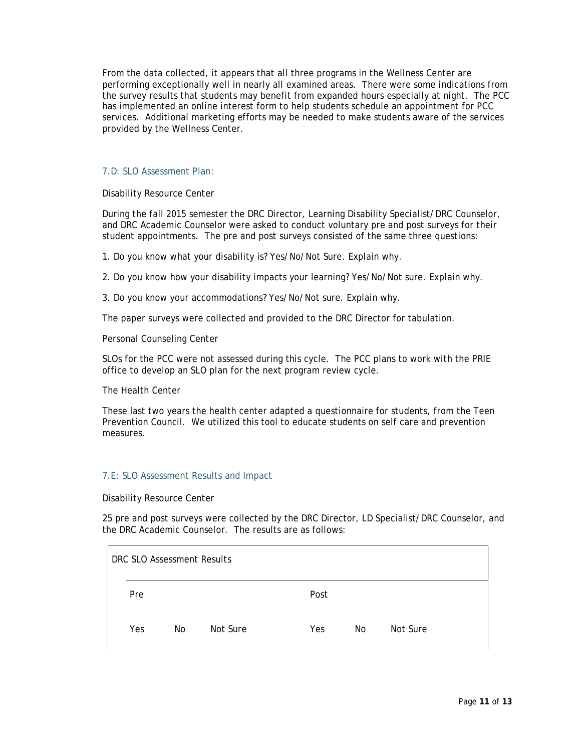From the data collected, it appears that all three programs in the Wellness Center are performing exceptionally well in nearly all examined areas. There were some indications from the survey results that students may benefit from expanded hours especially at night. The PCC has implemented an online interest form to help students schedule an appointment for PCC services. Additional marketing efforts may be needed to make students aware of the services provided by the Wellness Center.

### 7.D: SLO Assessment Plan:

Disability Resource Center

During the fall 2015 semester the DRC Director, Learning Disability Specialist/DRC Counselor, and DRC Academic Counselor were asked to conduct voluntary pre and post surveys for their student appointments. The pre and post surveys consisted of the same three questions:

1. Do you know what your disability is? Yes/No/Not Sure. Explain why.

2. Do you know how your disability impacts your learning? Yes/No/Not sure. Explain why.

3. Do you know your accommodations? Yes/No/Not sure. Explain why.

The paper surveys were collected and provided to the DRC Director for tabulation.

Personal Counseling Center

SLOs for the PCC were not assessed during this cycle. The PCC plans to work with the PRIE office to develop an SLO plan for the next program review cycle.

The Health Center

These last two years the health center adapted a questionnaire for students, from the Teen Prevention Council. We utilized this tool to educate students on self care and prevention measures.

### 7.E: SLO Assessment Results and Impact

Disability Resource Center

25 pre and post surveys were collected by the DRC Director, LD Specialist/DRC Counselor, and the DRC Academic Counselor. The results are as follows:

| DRC SLO Assessment Results | | | | | |
|---|---|---|---|---|---|
| Pre | | | Post | | |
| Yes | No | Not Sure | Yes | No | Not Sure |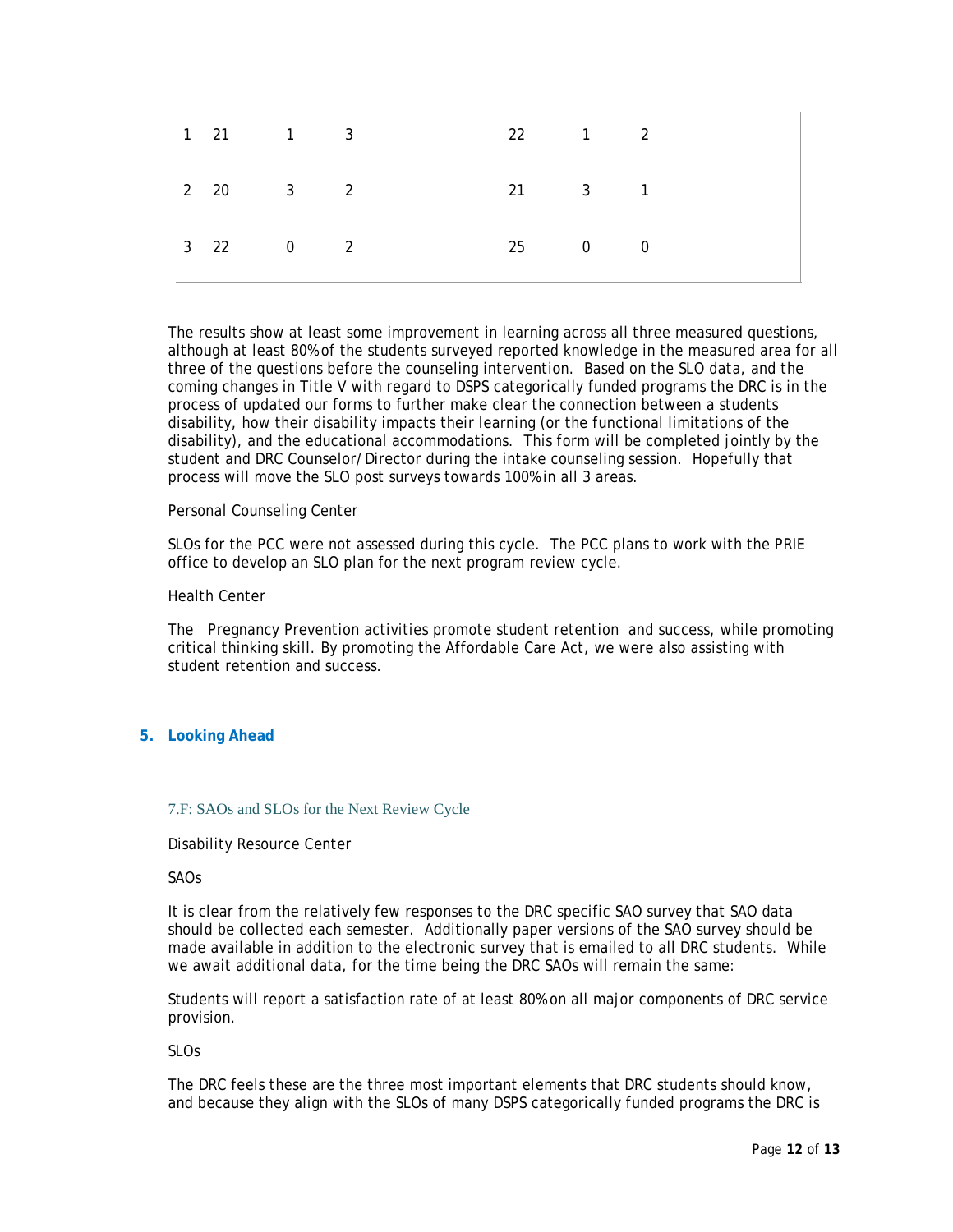| | | | | | | |
|---|---|---|---|---|---|---|
| 1 | 21 | 1 | 3 | 22 | 1 | 2 |
| 2 | 20 | 3 | 2 | 21 | 3 | 1 |
| 3 | 22 | 0 | 2 | 25 | 0 | 0 |

The results show at least some improvement in learning across all three measured questions, although at least 80% of the students surveyed reported knowledge in the measured area for all three of the questions before the counseling intervention. Based on the SLO data, and the coming changes in Title V with regard to DSPS categorically funded programs the DRC is in the process of updated our forms to further make clear the connection between a students disability, how their disability impacts their learning (or the functional limitations of the disability), and the educational accommodations. This form will be completed jointly by the student and DRC Counselor/Director during the intake counseling session. Hopefully that process will move the SLO post surveys towards 100% in all 3 areas.

Personal Counseling Center

SLOs for the PCC were not assessed during this cycle. The PCC plans to work with the PRIE office to develop an SLO plan for the next program review cycle.

Health Center

The Pregnancy Prevention activities promote student retention and success, while promoting critical thinking skill. By promoting the Affordable Care Act, we were also assisting with student retention and success.

## 5. Looking Ahead

### 7.F: SAOs and SLOs for the Next Review Cycle

Disability Resource Center

SAOs

It is clear from the relatively few responses to the DRC specific SAO survey that SAO data should be collected each semester. Additionally paper versions of the SAO survey should be made available in addition to the electronic survey that is emailed to all DRC students. While we await additional data, for the time being the DRC SAOs will remain the same:

Students will report a satisfaction rate of at least 80% on all major components of DRC service provision.

SLOs

The DRC feels these are the three most important elements that DRC students should know, and because they align with the SLOs of many DSPS categorically funded programs the DRC is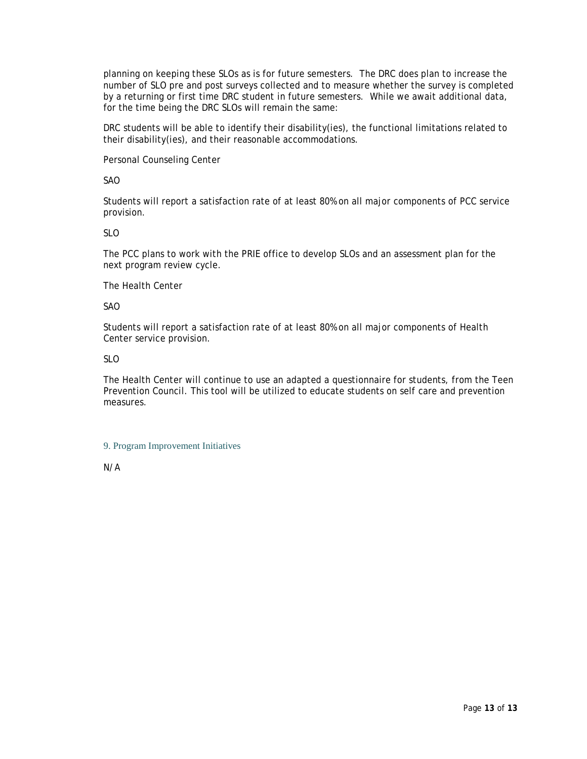planning on keeping these SLOs as is for future semesters. The DRC does plan to increase the number of SLO pre and post surveys collected and to measure whether the survey is completed by a returning or first time DRC student in future semesters. While we await additional data, for the time being the DRC SLOs will remain the same:

DRC students will be able to identify their disability(ies), the functional limitations related to their disability(ies), and their reasonable accommodations.

Personal Counseling Center

SAO

Students will report a satisfaction rate of at least 80% on all major components of PCC service provision.

SLO

The PCC plans to work with the PRIE office to develop SLOs and an assessment plan for the next program review cycle.

The Health Center

SAO

Students will report a satisfaction rate of at least 80% on all major components of Health Center service provision.

SLO

The Health Center will continue to use an adapted a questionnaire for students, from the Teen Prevention Council. This tool will be utilized to educate students on self care and prevention measures.

## 9. Program Improvement Initiatives

N/A